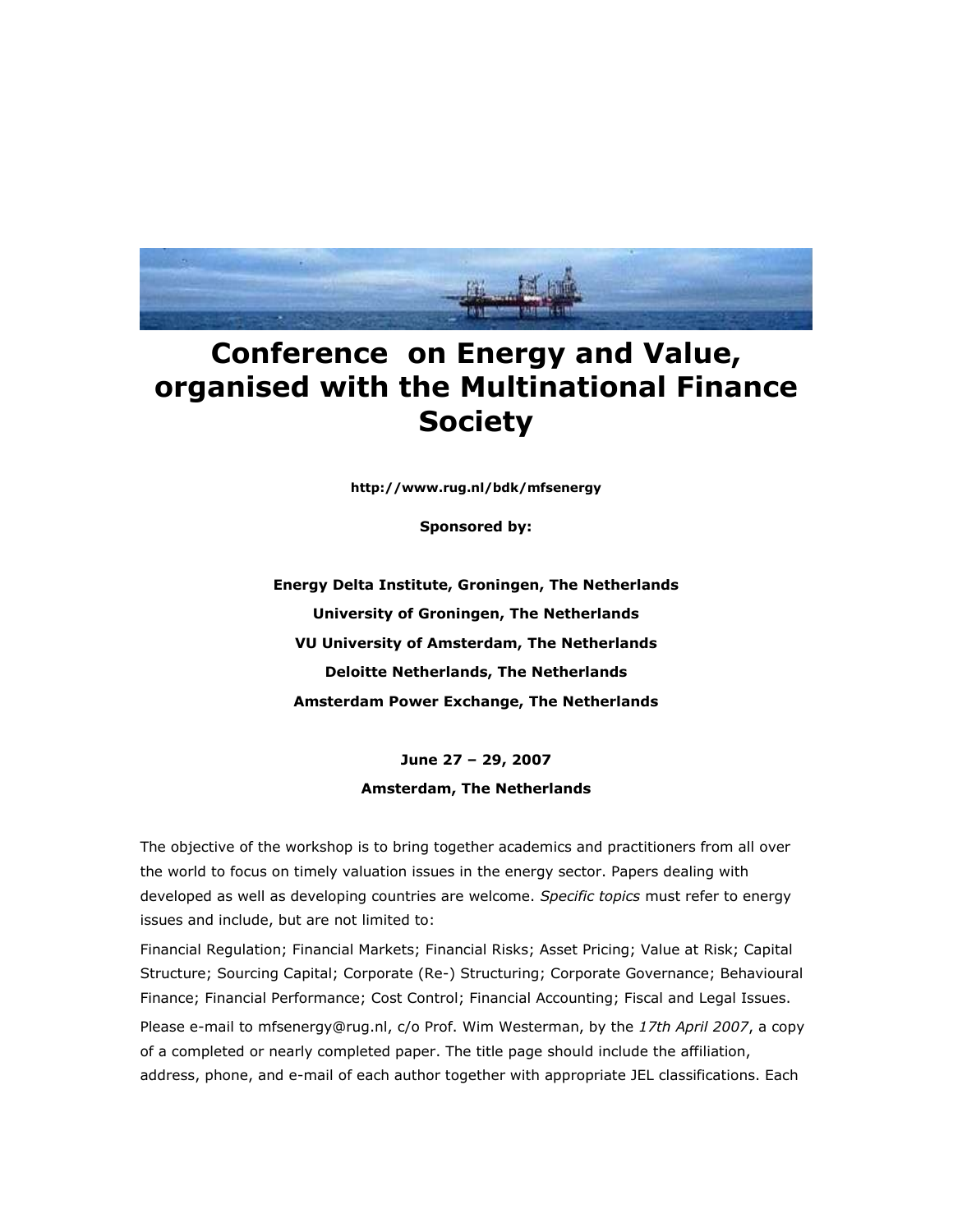# Conference on Energy and Value, organised with the Multinational Finance Society

**http://www.rug.nl/bdk/mfsenergy**

**Sponsored by:**

**Energy Delta Institute, Groningen, The Netherlands**

**University of Groningen, The Netherlands**

**VU University of Amsterdam, The Netherlands**

**Deloitte Netherlands, The Netherlands**

**Amsterdam Power Exchange, The Netherlands**

**June 27 – 29, 2007**

**Amsterdam, The Netherlands**

The objective of the workshop is to bring together academics and practitioners from all over the world to focus on timely valuation issues in the energy sector. Papers dealing with developed as well as developing countries are welcome. *Specific topics* must refer to energy issues and include, but are not limited to:

Financial Regulation; Financial Markets; Financial Risks; Asset Pricing; Value at Risk; Capital Structure; Sourcing Capital; Corporate (Re-) Structuring; Corporate Governance; Behavioural Finance; Financial Performance; Cost Control; Financial Accounting; Fiscal and Legal Issues.

Please e-mail to mfsenergy@rug.nl, c/o Prof. Wim Westerman, by the *17th April 2007*, a copy of a completed or nearly completed paper. The title page should include the affiliation, address, phone, and e-mail of each author together with appropriate JEL classifications. Each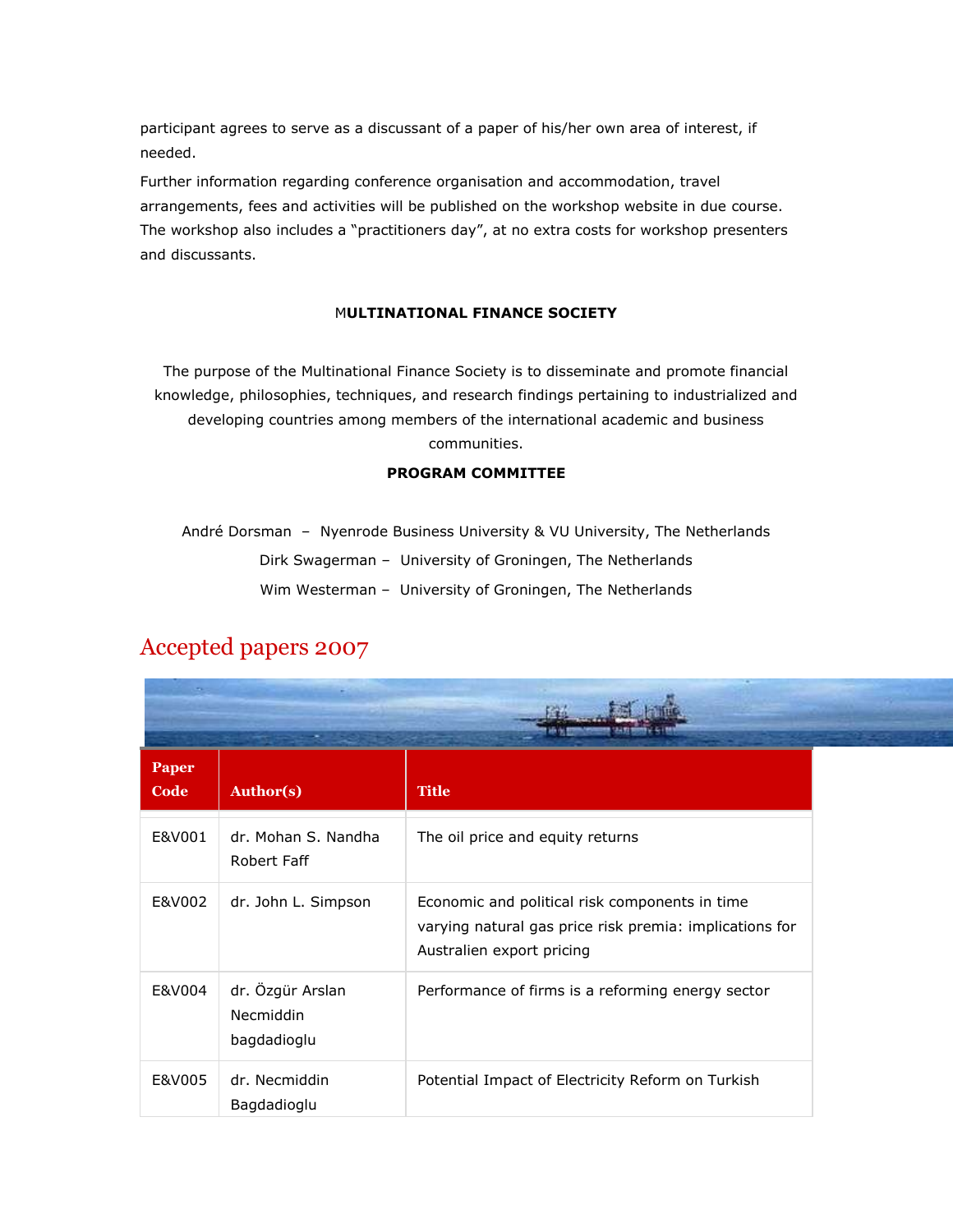participant agrees to serve as a discussant of a paper of his/her own area of interest, if needed.

Further information regarding conference organisation and accommodation, travel arrangements, fees and activities will be published on the workshop website in due course. The workshop also includes a “practitioners day”, at no extra costs for workshop presenters and discussants.

**MULTINATIONAL FINANCE SOCIETY**

The purpose of the Multinational Finance Society is to disseminate and promote financial knowledge, philosophies, techniques, and research findings pertaining to industrialized and developing countries among members of the international academic and business communities.

**PROGRAM COMMITTEE**

André Dorsman – Nyenrode Business University & VU University, The Netherlands

Dirk Swagerman – University of Groningen, The Netherlands

Wim Westerman – University of Groningen, The Netherlands

## Accepted papers 2007

| Paper Code | Author(s) | Title |
|---|---|---|
| E&V001 | dr. Mohan S. Nandha<br>Robert Faff | The oil price and equity returns |
| E&V002 | dr. John L. Simpson | Economic and political risk components in time varying natural gas price risk premia: implications for Australien export pricing |
| E&V004 | dr. Özgür Arslan<br>Necmiddin bagdadioglu | Performance of firms is a reforming energy sector |
| E&V005 | dr. Necmiddin Bagdadioglu | Potential Impact of Electricity Reform on Turkish |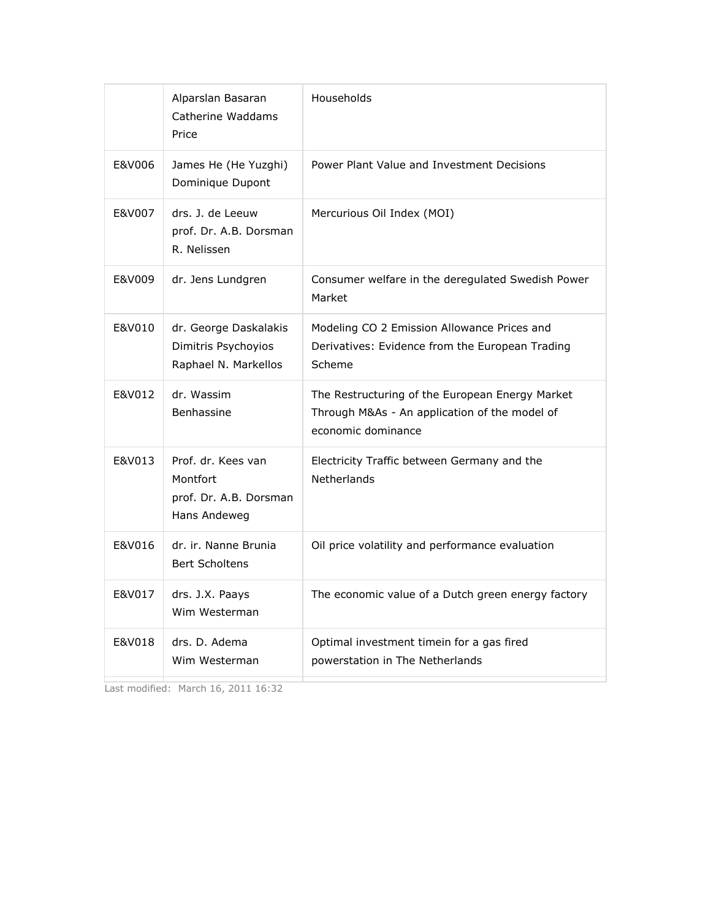| | | |
|---|---|---|
| | Alparslan Basaran<br>Catherine Waddams Price | Households |
| E&V006 | James He (He Yuzghi)<br>Dominique Dupont | Power Plant Value and Investment Decisions |
| E&V007 | drs. J. de Leeuw<br>prof. Dr. A.B. Dorsman<br>R. Nelissen | Mercurious Oil Index (MOI) |
| E&V009 | dr. Jens Lundgren | Consumer welfare in the deregulated Swedish Power Market |
| E&V010 | dr. George Daskalakis<br>Dimitris Psychoyios<br>Raphael N. Markellos | Modeling CO 2 Emission Allowance Prices and Derivatives: Evidence from the European Trading Scheme |
| E&V012 | dr. Wassim Benhassine | The Restructuring of the European Energy Market Through M&As - An application of the model of economic dominance |
| E&V013 | Prof. dr. Kees van Montfort<br>prof. Dr. A.B. Dorsman<br>Hans Andeweg | Electricity Traffic between Germany and the Netherlands |
| E&V016 | dr. ir. Nanne Brunia<br>Bert Scholtens | Oil price volatility and performance evaluation |
| E&V017 | drs. J.X. Paays<br>Wim Westerman | The economic value of a Dutch green energy factory |
| E&V018 | drs. D. Adema<br>Wim Westerman | Optimal investment timein for a gas fired powerstation in The Netherlands |

Last modified: March 16, 2011 16:32